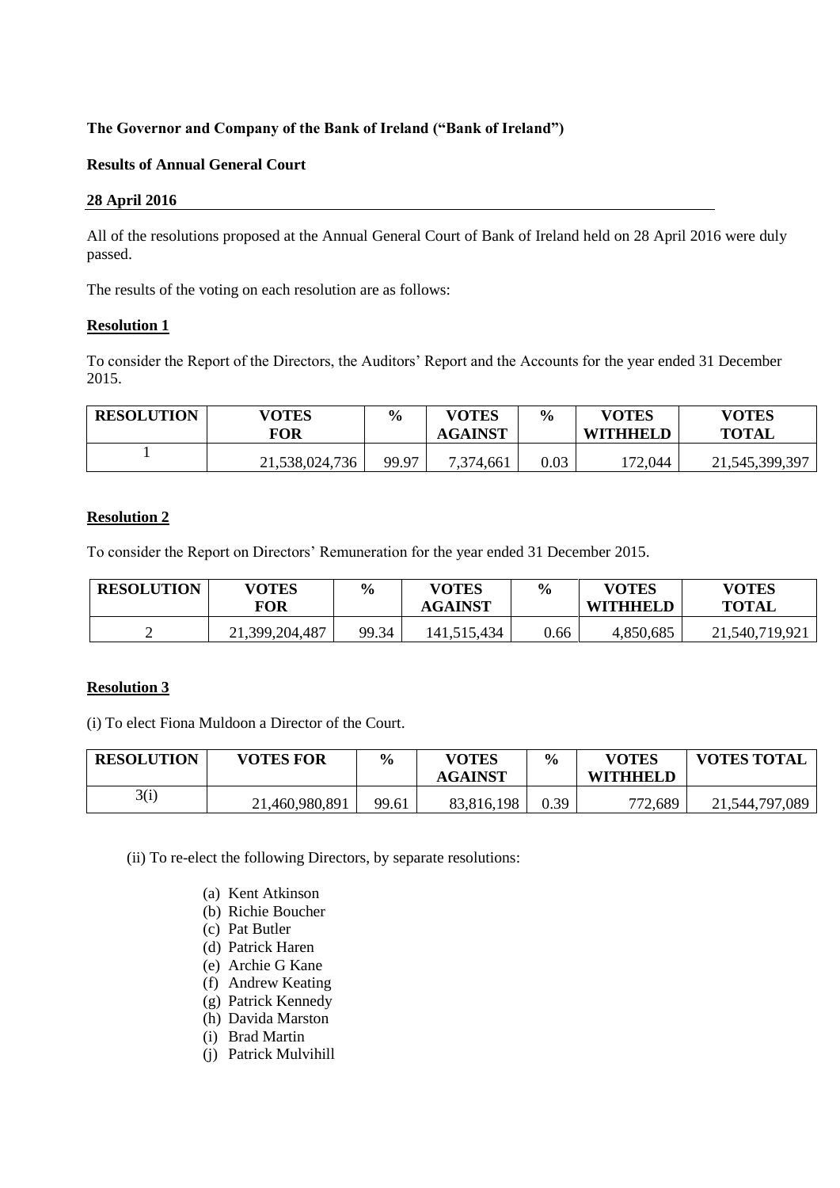**The Governor and Company of the Bank of Ireland ("Bank of Ireland")**

**Results of Annual General Court**

**28 April 2016**

All of the resolutions proposed at the Annual General Court of Bank of Ireland held on 28 April 2016 were duly passed.

The results of the voting on each resolution are as follows:

**Resolution 1**

To consider the Report of the Directors, the Auditors' Report and the Accounts for the year ended 31 December 2015.

| RESOLUTION | VOTES FOR | % | VOTES AGAINST | % | VOTES WITHHELD | VOTES TOTAL |
|---|---|---|---|---|---|---|
| 1 | 21,538,024,736 | 99.97 | 7,374,661 | 0.03 | 172,044 | 21,545,399,397 |

**Resolution 2**

To consider the Report on Directors' Remuneration for the year ended 31 December 2015.

| RESOLUTION | VOTES FOR | % | VOTES AGAINST | % | VOTES WITHHELD | VOTES TOTAL |
|---|---|---|---|---|---|---|
| 2 | 21,399,204,487 | 99.34 | 141,515,434 | 0.66 | 4,850,685 | 21,540,719,921 |

**Resolution 3**

(i) To elect Fiona Muldoon a Director of the Court.

| RESOLUTION | VOTES FOR | % | VOTES AGAINST | % | VOTES WITHHELD | VOTES TOTAL |
|---|---|---|---|---|---|---|
| 3(i) | 21,460,980,891 | 99.61 | 83,816,198 | 0.39 | 772,689 | 21,544,797,089 |

(ii) To re-elect the following Directors, by separate resolutions:

- (a) Kent Atkinson
- (b) Richie Boucher
- (c) Pat Butler
- (d) Patrick Haren
- (e) Archie G Kane
- (f) Andrew Keating
- (g) Patrick Kennedy
- (h) Davida Marston
- (i) Brad Martin
- (j) Patrick Mulvihill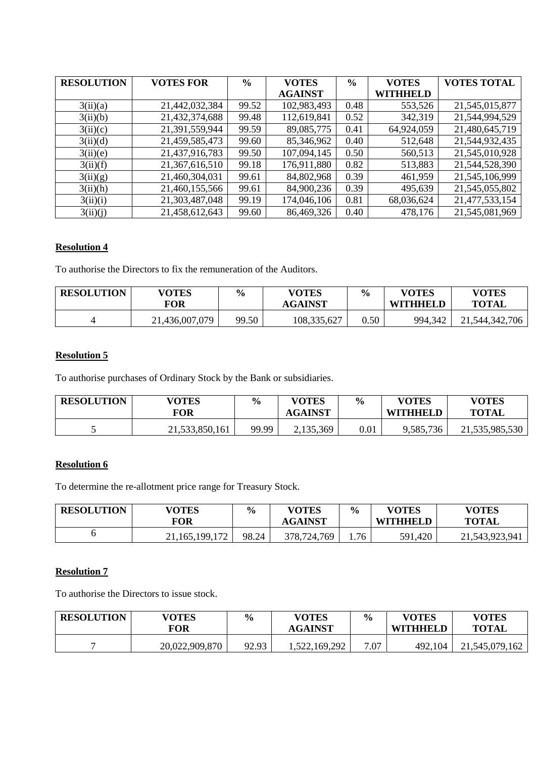| RESOLUTION | VOTES FOR | % | VOTES AGAINST | % | VOTES WITHHELD | VOTES TOTAL |
|---|---|---|---|---|---|---|
| 3(ii)(a) | 21,442,032,384 | 99.52 | 102,983,493 | 0.48 | 553,526 | 21,545,015,877 |
| 3(ii)(b) | 21,432,374,688 | 99.48 | 112,619,841 | 0.52 | 342,319 | 21,544,994,529 |
| 3(ii)(c) | 21,391,559,944 | 99.59 | 89,085,775 | 0.41 | 64,924,059 | 21,480,645,719 |
| 3(ii)(d) | 21,459,585,473 | 99.60 | 85,346,962 | 0.40 | 512,648 | 21,544,932,435 |
| 3(ii)(e) | 21,437,916,783 | 99.50 | 107,094,145 | 0.50 | 560,513 | 21,545,010,928 |
| 3(ii)(f) | 21,367,616,510 | 99.18 | 176,911,880 | 0.82 | 513,883 | 21,544,528,390 |
| 3(ii)(g) | 21,460,304,031 | 99.61 | 84,802,968 | 0.39 | 461,959 | 21,545,106,999 |
| 3(ii)(h) | 21,460,155,566 | 99.61 | 84,900,236 | 0.39 | 495,639 | 21,545,055,802 |
| 3(ii)(i) | 21,303,487,048 | 99.19 | 174,046,106 | 0.81 | 68,036,624 | 21,477,533,154 |
| 3(ii)(j) | 21,458,612,643 | 99.60 | 86,469,326 | 0.40 | 478,176 | 21,545,081,969 |

**Resolution 4**

To authorise the Directors to fix the remuneration of the Auditors.

| RESOLUTION | VOTES FOR | % | VOTES AGAINST | % | VOTES WITHHELD | VOTES TOTAL |
|---|---|---|---|---|---|---|
| 4 | 21,436,007,079 | 99.50 | 108,335,627 | 0.50 | 994,342 | 21,544,342,706 |

**Resolution 5**

To authorise purchases of Ordinary Stock by the Bank or subsidiaries.

| RESOLUTION | VOTES FOR | % | VOTES AGAINST | % | VOTES WITHHELD | VOTES TOTAL |
|---|---|---|---|---|---|---|
| 5 | 21,533,850,161 | 99.99 | 2,135,369 | 0.01 | 9,585,736 | 21,535,985,530 |

**Resolution 6**

To determine the re-allotment price range for Treasury Stock.

| RESOLUTION | VOTES FOR | % | VOTES AGAINST | % | VOTES WITHHELD | VOTES TOTAL |
|---|---|---|---|---|---|---|
| 6 | 21,165,199,172 | 98.24 | 378,724,769 | 1.76 | 591,420 | 21,543,923,941 |

**Resolution 7**

To authorise the Directors to issue stock.

| RESOLUTION | VOTES FOR | % | VOTES AGAINST | % | VOTES WITHHELD | VOTES TOTAL |
|---|---|---|---|---|---|---|
| 7 | 20,022,909,870 | 92.93 | 1,522,169,292 | 7.07 | 492,104 | 21,545,079,162 |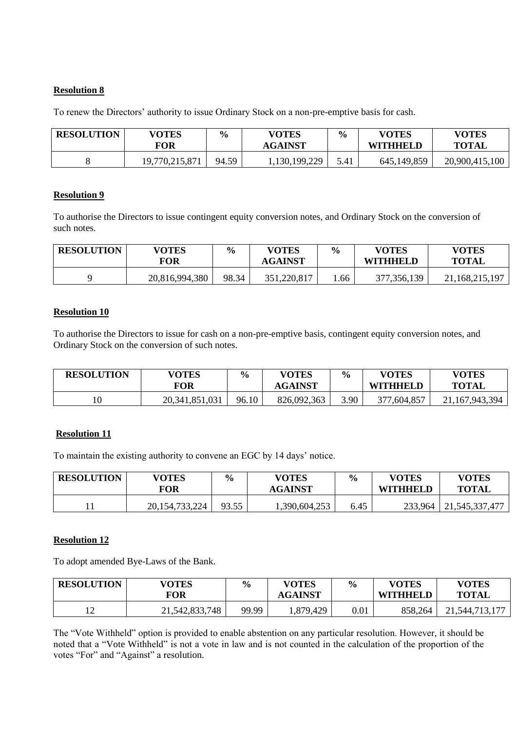**Resolution 8**

To renew the Directors' authority to issue Ordinary Stock on a non-pre-emptive basis for cash.

| RESOLUTION | VOTES FOR | % | VOTES AGAINST | % | VOTES WITHHELD | VOTES TOTAL |
|---|---|---|---|---|---|---|
| 8 | 19,770,215,871 | 94.59 | 1,130,199,229 | 5.41 | 645,149,859 | 20,900,415,100 |

**Resolution 9**

To authorise the Directors to issue contingent equity conversion notes, and Ordinary Stock on the conversion of such notes.

| RESOLUTION | VOTES FOR | % | VOTES AGAINST | % | VOTES WITHHELD | VOTES TOTAL |
|---|---|---|---|---|---|---|
| 9 | 20,816,994,380 | 98.34 | 351,220,817 | 1.66 | 377,356,139 | 21,168,215,197 |

**Resolution 10**

To authorise the Directors to issue for cash on a non-pre-emptive basis, contingent equity conversion notes, and Ordinary Stock on the conversion of such notes.

| RESOLUTION | VOTES FOR | % | VOTES AGAINST | % | VOTES WITHHELD | VOTES TOTAL |
|---|---|---|---|---|---|---|
| 10 | 20,341,851,031 | 96.10 | 826,092,363 | 3.90 | 377,604,857 | 21,167,943,394 |

**Resolution 11**

To maintain the existing authority to convene an EGC by 14 days' notice.

| RESOLUTION | VOTES FOR | % | VOTES AGAINST | % | VOTES WITHHELD | VOTES TOTAL |
|---|---|---|---|---|---|---|
| 11 | 20,154,733,224 | 93.55 | 1,390,604,253 | 6.45 | 233,964 | 21,545,337,477 |

**Resolution 12**

To adopt amended Bye-Laws of the Bank.

| RESOLUTION | VOTES FOR | % | VOTES AGAINST | % | VOTES WITHHELD | VOTES TOTAL |
|---|---|---|---|---|---|---|
| 12 | 21,542,833,748 | 99.99 | 1,879,429 | 0.01 | 858,264 | 21,544,713,177 |

The "Vote Withheld" option is provided to enable abstention on any particular resolution. However, it should be noted that a "Vote Withheld" is not a vote in law and is not counted in the calculation of the proportion of the votes "For" and "Against" a resolution.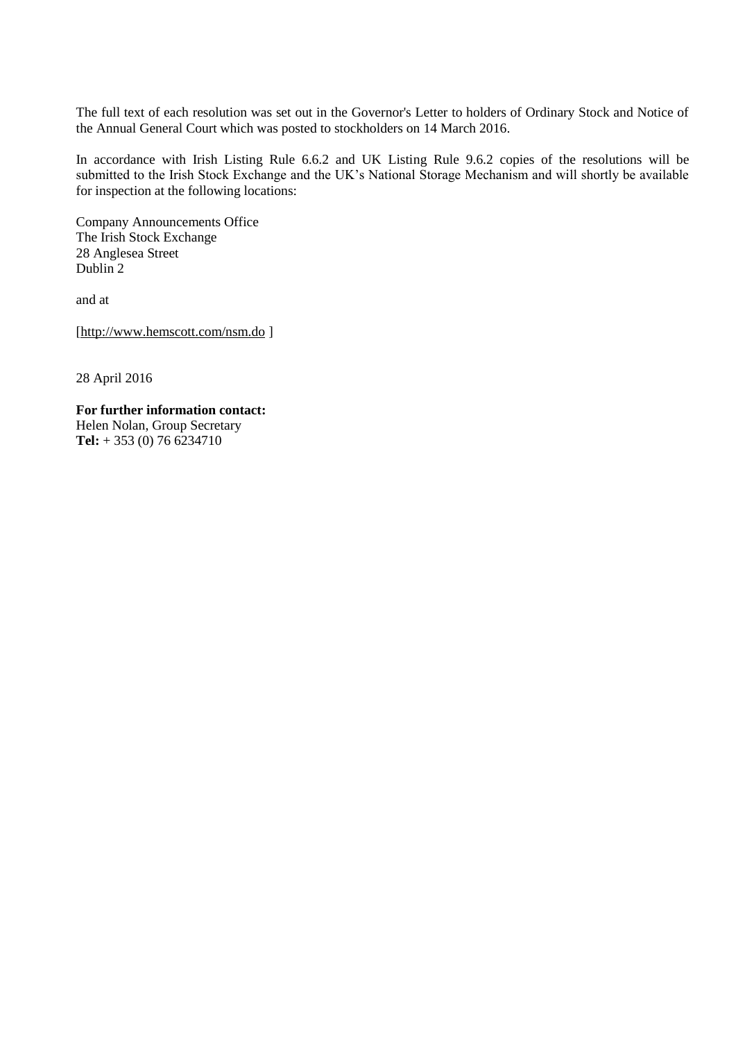The full text of each resolution was set out in the Governor's Letter to holders of Ordinary Stock and Notice of the Annual General Court which was posted to stockholders on 14 March 2016.

In accordance with Irish Listing Rule 6.6.2 and UK Listing Rule 9.6.2 copies of the resolutions will be submitted to the Irish Stock Exchange and the UK's National Storage Mechanism and will shortly be available for inspection at the following locations:

Company Announcements Office
The Irish Stock Exchange
28 Anglesea Street
Dublin 2

and at

[http://www.hemscott.com/nsm.do ]

28 April 2016

**For further information contact:**
Helen Nolan, Group Secretary
**Tel:** + 353 (0) 76 6234710